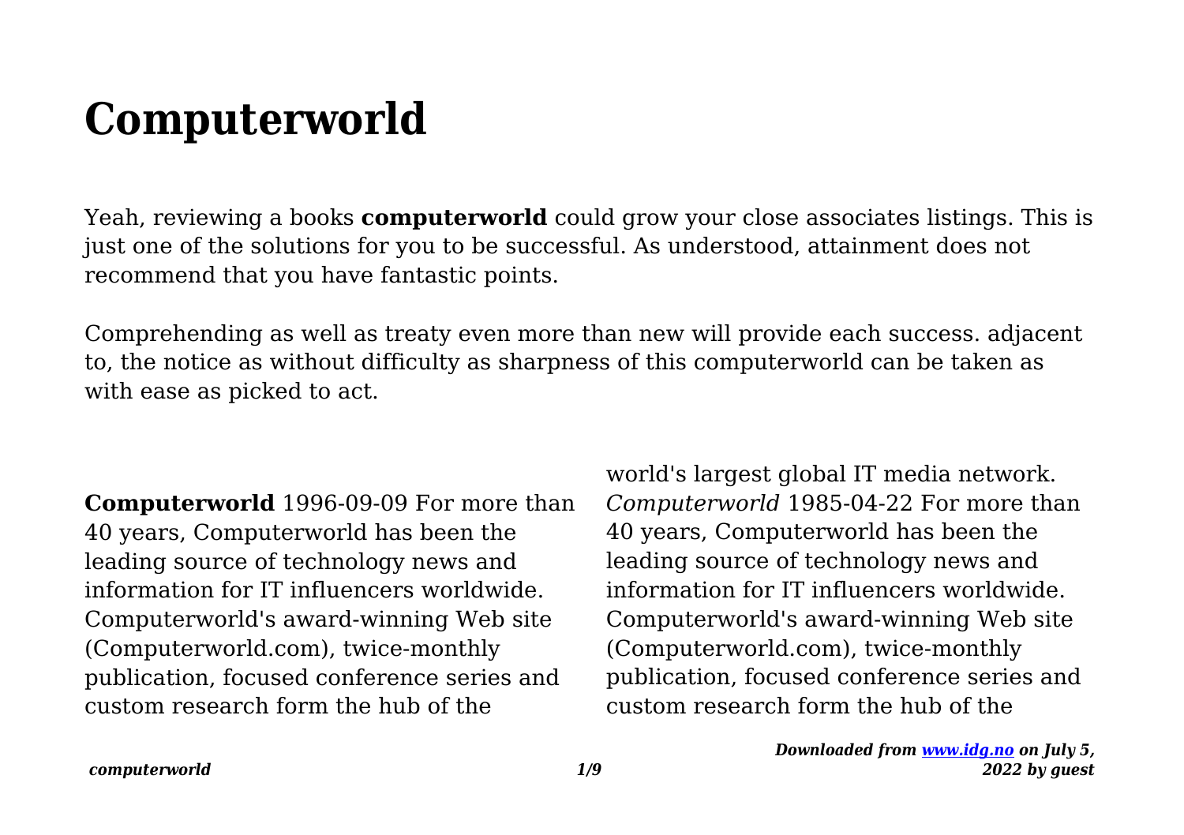# Computerworld

Yeah, reviewing a books **computerworld** could grow your close associates listings. This is just one of the solutions for you to be successful. As understood, attainment does not recommend that you have fantastic points.

Comprehending as well as treaty even more than new will provide each success. adjacent to, the notice as without difficulty as sharpness of this computerworld can be taken as with ease as picked to act.

**Computerworld** 1996-09-09 For more than 40 years, Computerworld has been the leading source of technology news and information for IT influencers worldwide. Computerworld's award-winning Web site (Computerworld.com), twice-monthly publication, focused conference series and custom research form the hub of the world's largest global IT media network.

*Computerworld* 1985-04-22 For more than 40 years, Computerworld has been the leading source of technology news and information for IT influencers worldwide. Computerworld's award-winning Web site (Computerworld.com), twice-monthly publication, focused conference series and custom research form the hub of the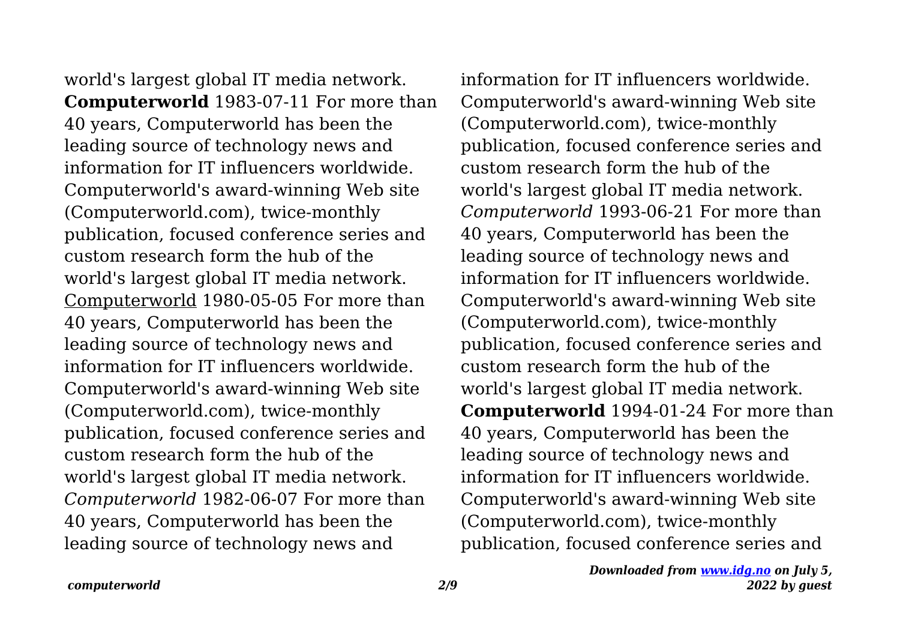world's largest global IT media network.

**Computerworld** 1983-07-11 For more than 40 years, Computerworld has been the leading source of technology news and information for IT influencers worldwide. Computerworld's award-winning Web site (Computerworld.com), twice-monthly publication, focused conference series and custom research form the hub of the world's largest global IT media network.

Computerworld 1980-05-05 For more than 40 years, Computerworld has been the leading source of technology news and information for IT influencers worldwide. Computerworld's award-winning Web site (Computerworld.com), twice-monthly publication, focused conference series and custom research form the hub of the world's largest global IT media network.

*Computerworld* 1982-06-07 For more than 40 years, Computerworld has been the leading source of technology news and information for IT influencers worldwide. Computerworld's award-winning Web site (Computerworld.com), twice-monthly publication, focused conference series and custom research form the hub of the world's largest global IT media network.

*Computerworld* 1993-06-21 For more than 40 years, Computerworld has been the leading source of technology news and information for IT influencers worldwide. Computerworld's award-winning Web site (Computerworld.com), twice-monthly publication, focused conference series and custom research form the hub of the world's largest global IT media network.

**Computerworld** 1994-01-24 For more than 40 years, Computerworld has been the leading source of technology news and information for IT influencers worldwide. Computerworld's award-winning Web site (Computerworld.com), twice-monthly publication, focused conference series and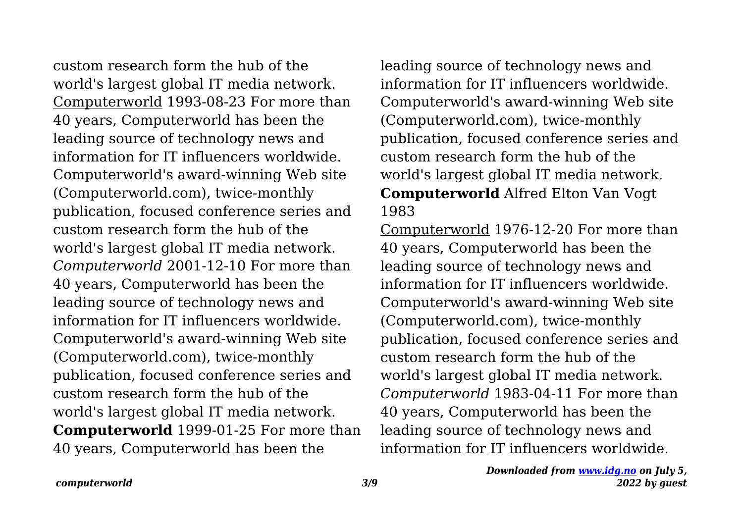custom research form the hub of the world's largest global IT media network.

Computerworld 1993-08-23 For more than 40 years, Computerworld has been the leading source of technology news and information for IT influencers worldwide. Computerworld's award-winning Web site (Computerworld.com), twice-monthly publication, focused conference series and custom research form the hub of the world's largest global IT media network.

*Computerworld* 2001-12-10 For more than 40 years, Computerworld has been the leading source of technology news and information for IT influencers worldwide. Computerworld's award-winning Web site (Computerworld.com), twice-monthly publication, focused conference series and custom research form the hub of the world's largest global IT media network.

**Computerworld** 1999-01-25 For more than 40 years, Computerworld has been the leading source of technology news and information for IT influencers worldwide. Computerworld's award-winning Web site (Computerworld.com), twice-monthly publication, focused conference series and custom research form the hub of the world's largest global IT media network.

**Computerworld** Alfred Elton Van Vogt 1983

Computerworld 1976-12-20 For more than 40 years, Computerworld has been the leading source of technology news and information for IT influencers worldwide. Computerworld's award-winning Web site (Computerworld.com), twice-monthly publication, focused conference series and custom research form the hub of the world's largest global IT media network.

*Computerworld* 1983-04-11 For more than 40 years, Computerworld has been the leading source of technology news and information for IT influencers worldwide.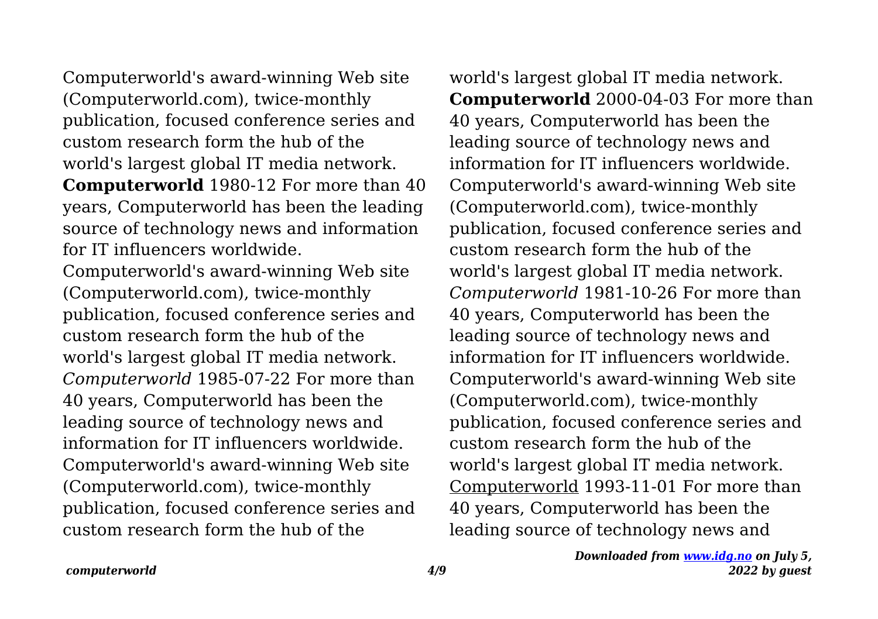Computerworld's award-winning Web site (Computerworld.com), twice-monthly publication, focused conference series and custom research form the hub of the world's largest global IT media network.

**Computerworld** 1980-12 For more than 40 years, Computerworld has been the leading source of technology news and information for IT influencers worldwide. Computerworld's award-winning Web site (Computerworld.com), twice-monthly publication, focused conference series and custom research form the hub of the world's largest global IT media network.

*Computerworld* 1985-07-22 For more than 40 years, Computerworld has been the leading source of technology news and information for IT influencers worldwide. Computerworld's award-winning Web site (Computerworld.com), twice-monthly publication, focused conference series and custom research form the hub of the world's largest global IT media network.

**Computerworld** 2000-04-03 For more than 40 years, Computerworld has been the leading source of technology news and information for IT influencers worldwide. Computerworld's award-winning Web site (Computerworld.com), twice-monthly publication, focused conference series and custom research form the hub of the world's largest global IT media network.

*Computerworld* 1981-10-26 For more than 40 years, Computerworld has been the leading source of technology news and information for IT influencers worldwide. Computerworld's award-winning Web site (Computerworld.com), twice-monthly publication, focused conference series and custom research form the hub of the world's largest global IT media network.

Computerworld 1993-11-01 For more than 40 years, Computerworld has been the leading source of technology news and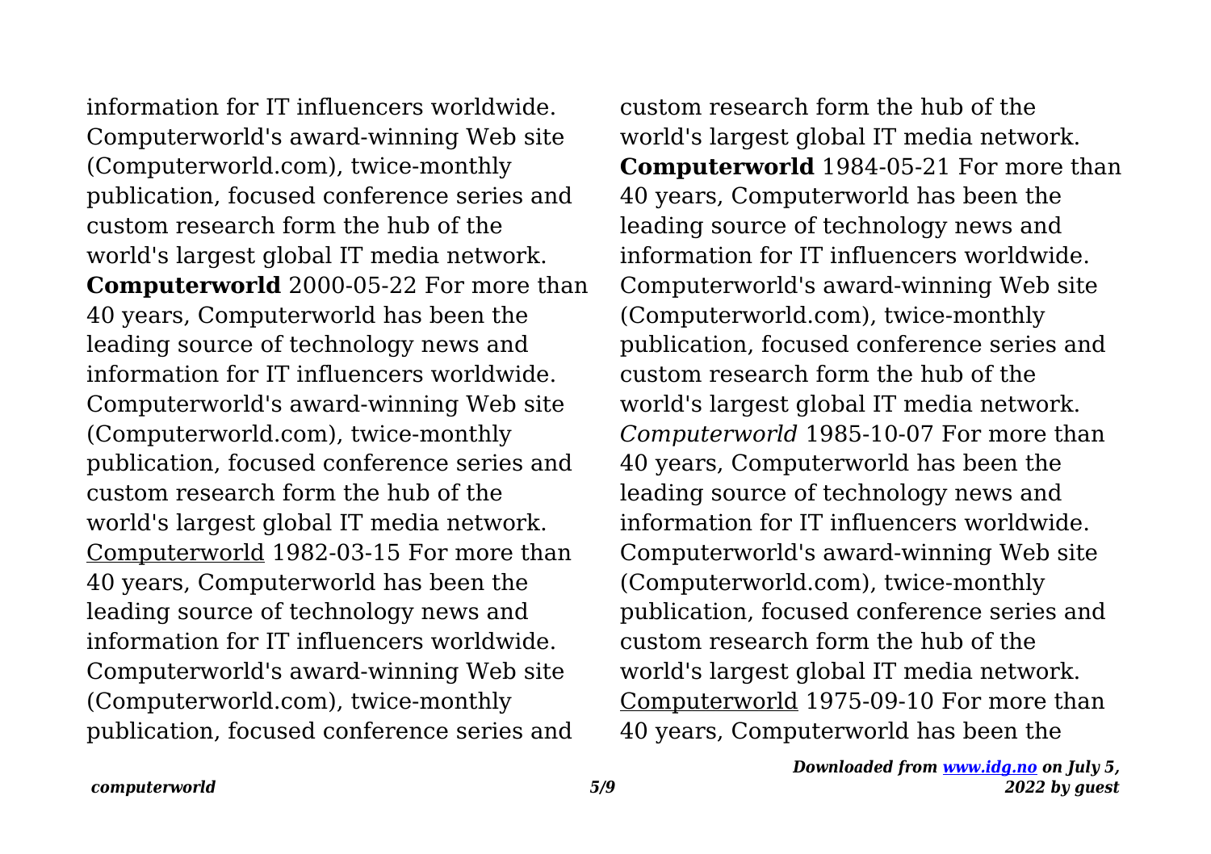information for IT influencers worldwide. Computerworld's award-winning Web site (Computerworld.com), twice-monthly publication, focused conference series and custom research form the hub of the world's largest global IT media network.

**Computerworld** 2000-05-22 For more than 40 years, Computerworld has been the leading source of technology news and information for IT influencers worldwide. Computerworld's award-winning Web site (Computerworld.com), twice-monthly publication, focused conference series and custom research form the hub of the world's largest global IT media network.

Computerworld 1982-03-15 For more than 40 years, Computerworld has been the leading source of technology news and information for IT influencers worldwide. Computerworld's award-winning Web site (Computerworld.com), twice-monthly publication, focused conference series and custom research form the hub of the world's largest global IT media network.

**Computerworld** 1984-05-21 For more than 40 years, Computerworld has been the leading source of technology news and information for IT influencers worldwide. Computerworld's award-winning Web site (Computerworld.com), twice-monthly publication, focused conference series and custom research form the hub of the world's largest global IT media network.

*Computerworld* 1985-10-07 For more than 40 years, Computerworld has been the leading source of technology news and information for IT influencers worldwide. Computerworld's award-winning Web site (Computerworld.com), twice-monthly publication, focused conference series and custom research form the hub of the world's largest global IT media network.

Computerworld 1975-09-10 For more than 40 years, Computerworld has been the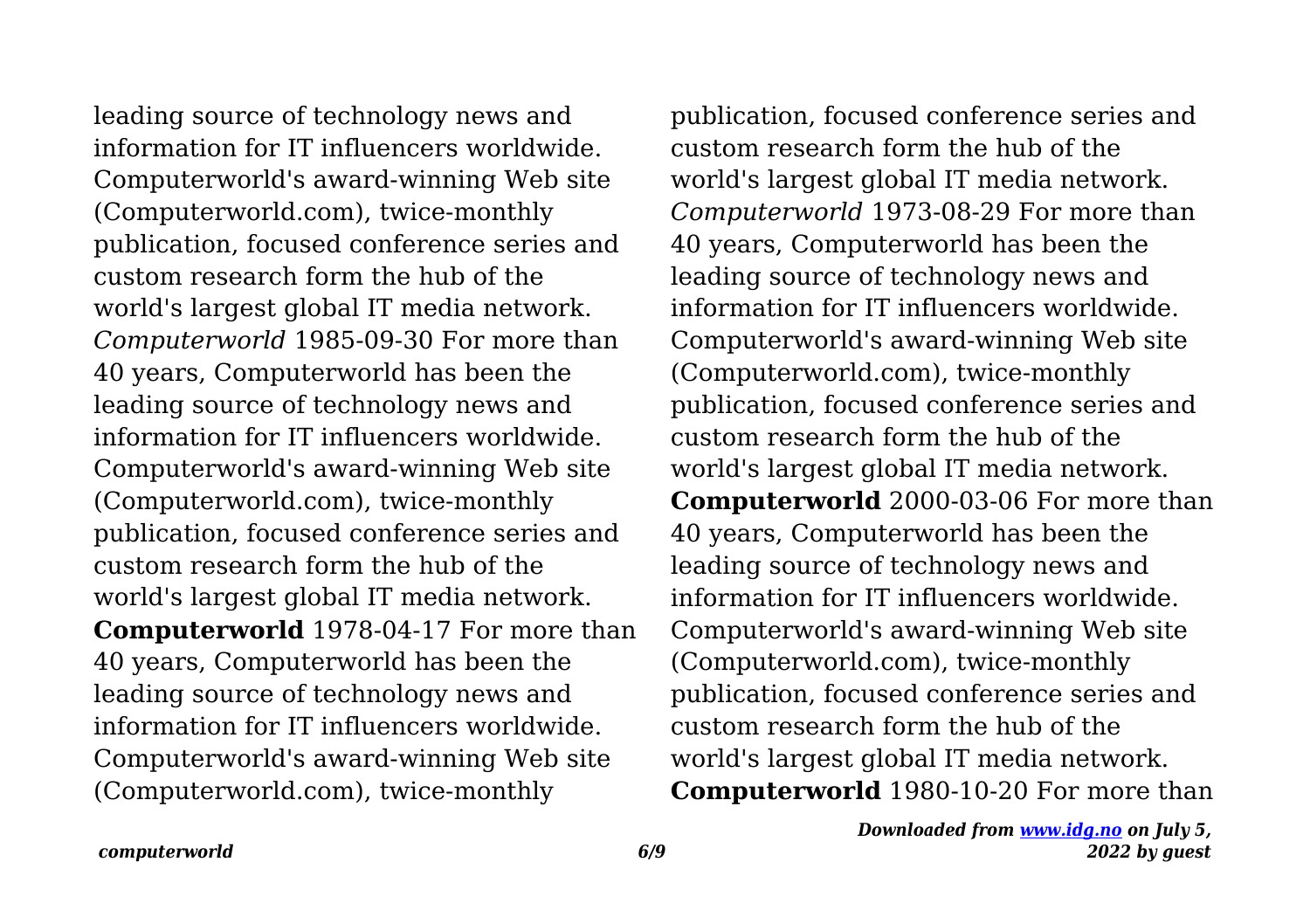leading source of technology news and information for IT influencers worldwide. Computerworld's award-winning Web site (Computerworld.com), twice-monthly publication, focused conference series and custom research form the hub of the world's largest global IT media network.

*Computerworld* 1985-09-30 For more than 40 years, Computerworld has been the leading source of technology news and information for IT influencers worldwide. Computerworld's award-winning Web site (Computerworld.com), twice-monthly publication, focused conference series and custom research form the hub of the world's largest global IT media network.

**Computerworld** 1978-04-17 For more than 40 years, Computerworld has been the leading source of technology news and information for IT influencers worldwide. Computerworld's award-winning Web site (Computerworld.com), twice-monthly publication, focused conference series and custom research form the hub of the world's largest global IT media network.

*Computerworld* 1973-08-29 For more than 40 years, Computerworld has been the leading source of technology news and information for IT influencers worldwide. Computerworld's award-winning Web site (Computerworld.com), twice-monthly publication, focused conference series and custom research form the hub of the world's largest global IT media network.

**Computerworld** 2000-03-06 For more than 40 years, Computerworld has been the leading source of technology news and information for IT influencers worldwide. Computerworld's award-winning Web site (Computerworld.com), twice-monthly publication, focused conference series and custom research form the hub of the world's largest global IT media network.

**Computerworld** 1980-10-20 For more than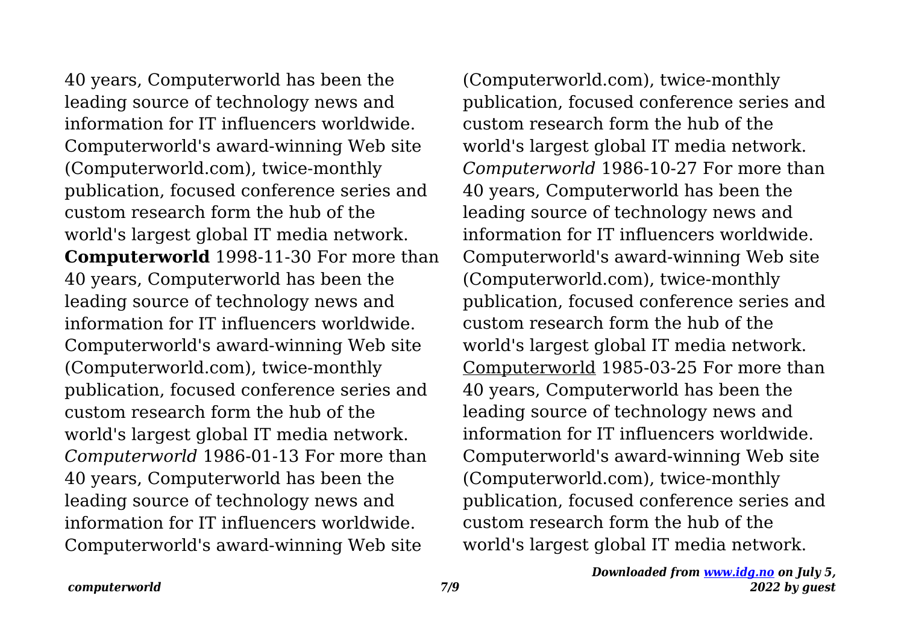40 years, Computerworld has been the leading source of technology news and information for IT influencers worldwide. Computerworld's award-winning Web site (Computerworld.com), twice-monthly publication, focused conference series and custom research form the hub of the world's largest global IT media network.

**Computerworld** 1998-11-30 For more than 40 years, Computerworld has been the leading source of technology news and information for IT influencers worldwide. Computerworld's award-winning Web site (Computerworld.com), twice-monthly publication, focused conference series and custom research form the hub of the world's largest global IT media network.

*Computerworld* 1986-01-13 For more than 40 years, Computerworld has been the leading source of technology news and information for IT influencers worldwide. Computerworld's award-winning Web site (Computerworld.com), twice-monthly publication, focused conference series and custom research form the hub of the world's largest global IT media network.

*Computerworld* 1986-10-27 For more than 40 years, Computerworld has been the leading source of technology news and information for IT influencers worldwide. Computerworld's award-winning Web site (Computerworld.com), twice-monthly publication, focused conference series and custom research form the hub of the world's largest global IT media network.

Computerworld 1985-03-25 For more than 40 years, Computerworld has been the leading source of technology news and information for IT influencers worldwide. Computerworld's award-winning Web site (Computerworld.com), twice-monthly publication, focused conference series and custom research form the hub of the world's largest global IT media network.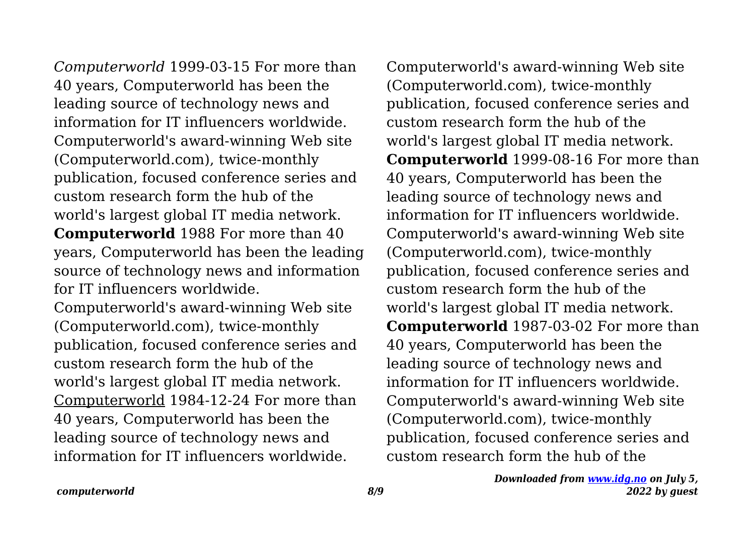*Computerworld* 1999-03-15 For more than 40 years, Computerworld has been the leading source of technology news and information for IT influencers worldwide. Computerworld's award-winning Web site (Computerworld.com), twice-monthly publication, focused conference series and custom research form the hub of the world's largest global IT media network.

**Computerworld** 1988 For more than 40 years, Computerworld has been the leading source of technology news and information for IT influencers worldwide. Computerworld's award-winning Web site (Computerworld.com), twice-monthly publication, focused conference series and custom research form the hub of the world's largest global IT media network.

Computerworld 1984-12-24 For more than 40 years, Computerworld has been the leading source of technology news and information for IT influencers worldwide. Computerworld's award-winning Web site (Computerworld.com), twice-monthly publication, focused conference series and custom research form the hub of the world's largest global IT media network.

**Computerworld** 1999-08-16 For more than 40 years, Computerworld has been the leading source of technology news and information for IT influencers worldwide. Computerworld's award-winning Web site (Computerworld.com), twice-monthly publication, focused conference series and custom research form the hub of the world's largest global IT media network.

**Computerworld** 1987-03-02 For more than 40 years, Computerworld has been the leading source of technology news and information for IT influencers worldwide. Computerworld's award-winning Web site (Computerworld.com), twice-monthly publication, focused conference series and custom research form the hub of the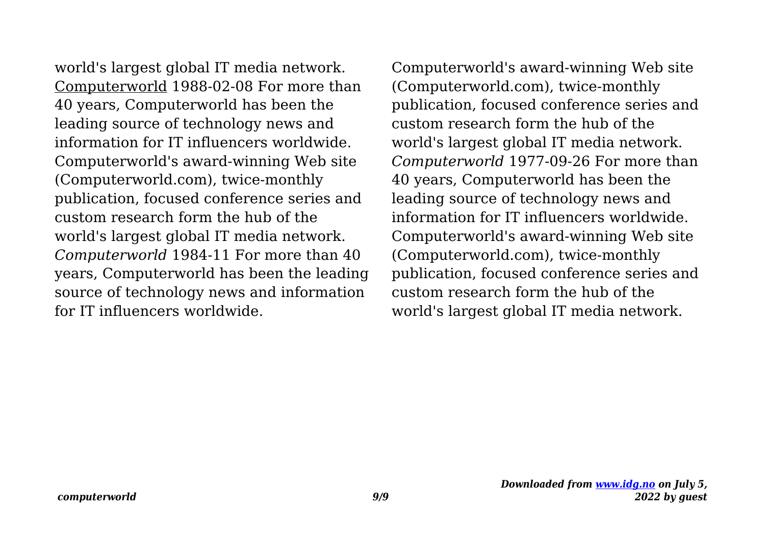world's largest global IT media network.

Computerworld 1988-02-08 For more than 40 years, Computerworld has been the leading source of technology news and information for IT influencers worldwide. Computerworld's award-winning Web site (Computerworld.com), twice-monthly publication, focused conference series and custom research form the hub of the world's largest global IT media network.

*Computerworld* 1984-11 For more than 40 years, Computerworld has been the leading source of technology news and information for IT influencers worldwide. Computerworld's award-winning Web site (Computerworld.com), twice-monthly publication, focused conference series and custom research form the hub of the world's largest global IT media network.

*Computerworld* 1977-09-26 For more than 40 years, Computerworld has been the leading source of technology news and information for IT influencers worldwide. Computerworld's award-winning Web site (Computerworld.com), twice-monthly publication, focused conference series and custom research form the hub of the world's largest global IT media network.